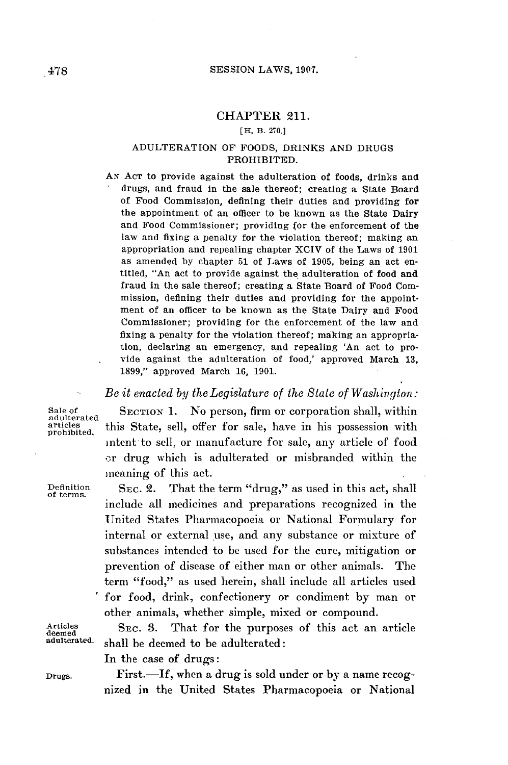# CHAPTER 211.

[H. B. 270.]

## ADULTERATION OF FOODS, DRINKS AND DRUGS PROHIBITED.

AN ACT to provide against the adulteration of foods, drinks and drugs, and fraud in the sale thereof; creating a State Board of Food Commission, defining their duties and providing for the appointment of an officer to be known as the State Dairy and Food Commissioner; providing for the enforcement of the law and fixing a penalty for the violation thereof; making an appropriation and repealing chapter XCIV of the Laws of 1901 as amended by chapter 51 of Laws of 1905, being an act entitled, "An act to provide against the adulteration of food and fraud in the sale thereof; creating a State Board of Food Commission, defining their duties and providing for the appointment of an officer to be known as the State Dairy and Food Commissioner; providing for the enforcement of the law and fixing a penalty for the violation thereof; making an appropriation, declaring an emergency, and repealing 'An act to provide against the adulteration of food,' approved March 13, 1899," approved March 16, 1901.

*Be it enacted by the Legislature of the State of Washington:*

Sale of adulterated articles prohibited.

SECTION 1. No person, firm or corporation shall, within this State, sell, offer for sale, have in his possession with intent to sell, or manufacture for sale, any article of food or drug which is adulterated or misbranded within the meaning of this act.

Definition of terms.

SEC. 2. That the term "drug," as used in this act, shall include all medicines and preparations recognized in the United States Pharmacopoeia or National Formulary for internal or external use, and any substance or mixture of substances intended to be used for the cure, mitigation or prevention of disease of either man or other animals. The term "food," as used herein, shall include all articles used for food, drink, confectionery or condiment by man or other animals, whether simple, mixed or compound.

Articles deemed adulterated.

SEC. 3. That for the purposes of this act an article shall be deemed to be adulterated:

In the case of drugs:

Drugs.

First.—If, when a drug is sold under or by a name recognized in the United States Pharmacopoeia or National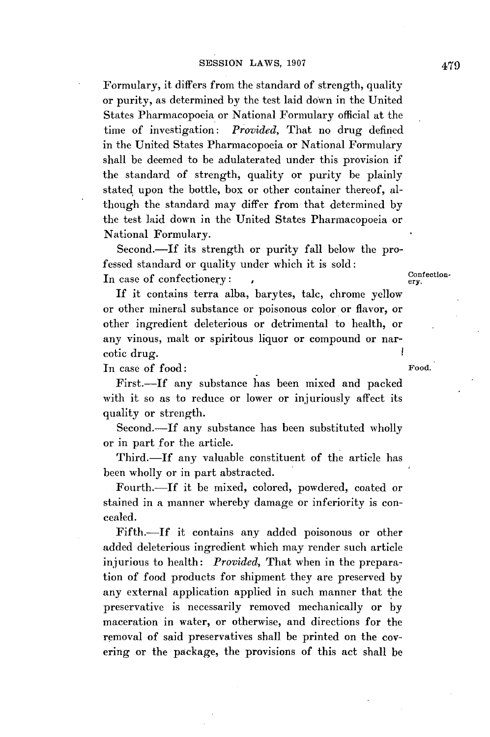Formulary, it differs from the standard of strength, quality or purity, as determined by the test laid down in the United States Pharmacopoeia or National Formulary official at the time of investigation: *Provided,* That no drug defined in the United States Pharmacopoeia or National Formulary shall be deemed to be adulaterated under this provision if the standard of strength, quality or purity be plainly stated upon the bottle, box or other container thereof, although the standard may differ from that determined by the test laid down in the United States Pharmacopoeia or National Formulary.

Second.—If its strength or purity fall below the professed standard or quality under which it is sold:

In case of confectionery:

Confectionery.

If it contains terra alba, barytes, talc, chrome yellow or other mineral substance or poisonous color or flavor, or other ingredient deleterious or detrimental to health, or any vinous, malt or spiritous liquor or compound or narcotic drug.

In case of food:

Food.

First.—If any substance has been mixed and packed with it so as to reduce or lower or injuriously affect its quality or strength.

Second.—If any substance has been substituted wholly or in part for the article.

Third.—If any valuable constituent of the article has been wholly or in part abstracted.

Fourth.—If it be mixed, colored, powdered, coated or stained in a manner whereby damage or inferiority is concealed.

Fifth.—If it contains any added poisonous or other added deleterious ingredient which may render such article injurious to health: *Provided,* That when in the preparation of food products for shipment they are preserved by any external application applied in such manner that the preservative is necessarily removed mechanically or by maceration in water, or otherwise, and directions for the removal of said preservatives shall be printed on the covering or the package, the provisions of this act shall be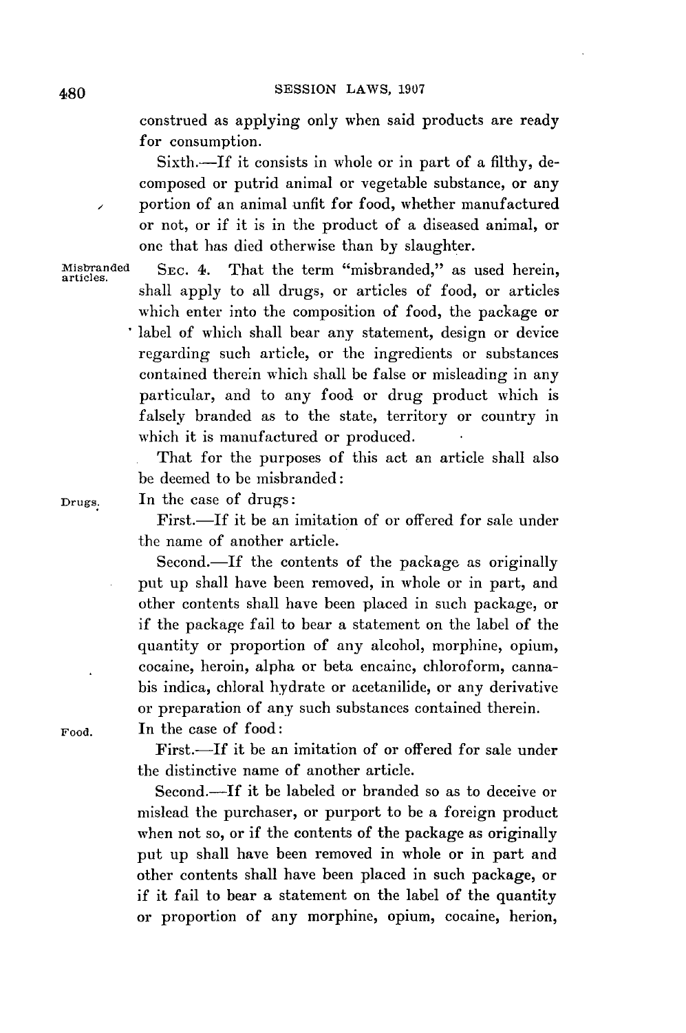construed as applying only when said products are ready for consumption.

Sixth.—If it consists in whole or in part of a filthy, decomposed or putrid animal or vegetable substance, or any portion of an animal unfit for food, whether manufactured or not, or if it is in the product of a diseased animal, or one that has died otherwise than by slaughter.

Misbranded articles.

SEC. 4. That the term "misbranded," as used herein, shall apply to all drugs, or articles of food, or articles which enter into the composition of food, the package or label of which shall bear any statement, design or device regarding such article, or the ingredients or substances contained therein which shall be false or misleading in any particular, and to any food or drug product which is falsely branded as to the state, territory or country in which it is manufactured or produced.

That for the purposes of this act an article shall also be deemed to be misbranded:

Drugs.

In the case of drugs:

First.—If it be an imitation of or offered for sale under the name of another article.

Second.—If the contents of the package as originally put up shall have been removed, in whole or in part, and other contents shall have been placed in such package, or if the package fail to bear a statement on the label of the quantity or proportion of any alcohol, morphine, opium, cocaine, heroin, alpha or beta encaine, chloroform, cannabis indica, chloral hydrate or acetanilide, or any derivative or preparation of any such substances contained therein.

Food.

In the case of food:

First.—If it be an imitation of or offered for sale under the distinctive name of another article.

Second.—If it be labeled or branded so as to deceive or mislead the purchaser, or purport to be a foreign product when not so, or if the contents of the package as originally put up shall have been removed in whole or in part and other contents shall have been placed in such package, or if it fail to bear a statement on the label of the quantity or proportion of any morphine, opium, cocaine, herion,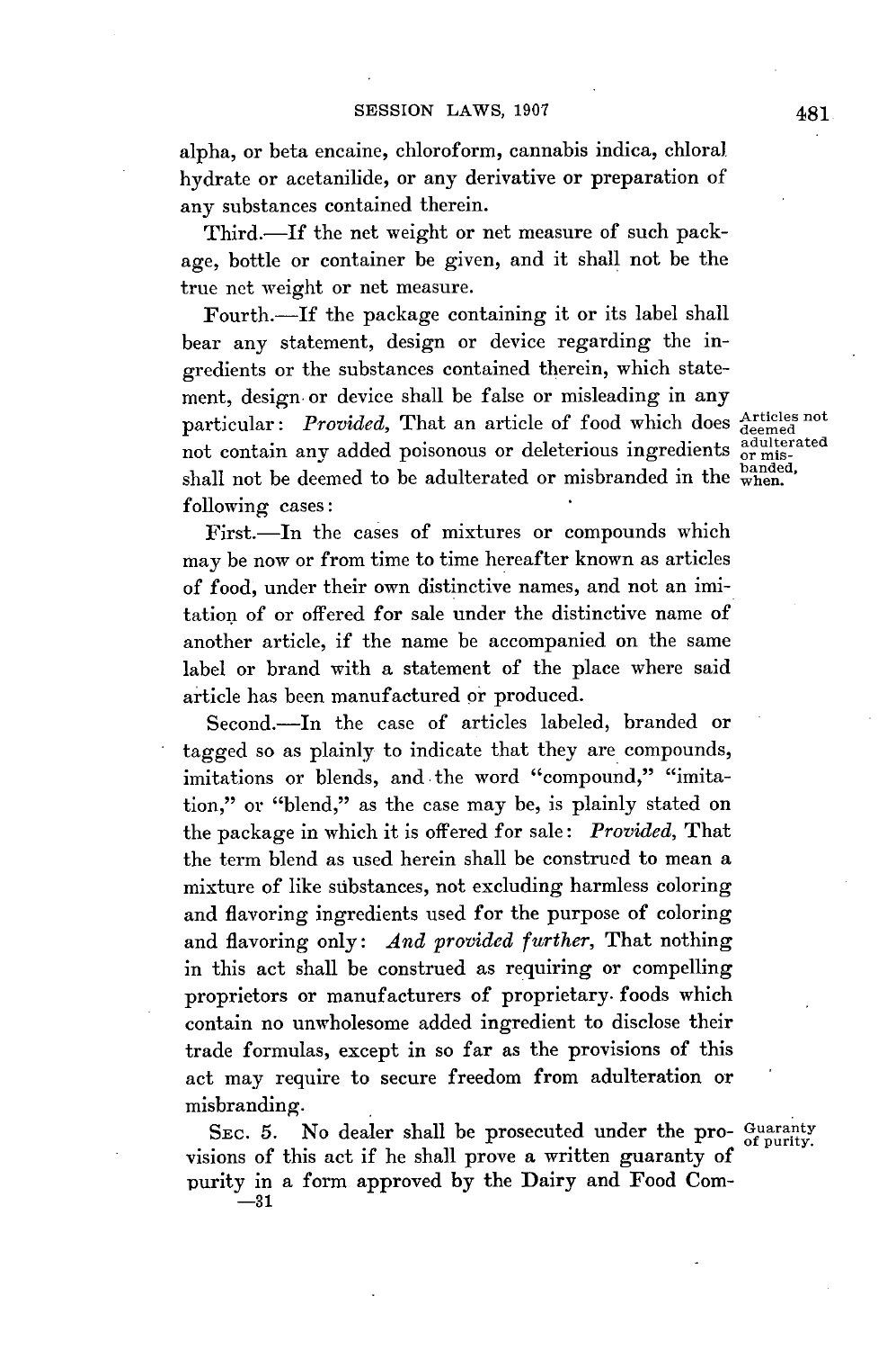alpha, or beta encaine, chloroform, cannabis indica, chloral hydrate or acetanilide, or any derivative or preparation of any substances contained therein.

Third.—If the net weight or net measure of such package, bottle or container be given, and it shall not be the true net weight or net measure.

Fourth.—If the package containing it or its label shall bear any statement, design or device regarding the ingredients or the substances contained therein, which statement, design or device shall be false or misleading in any particular: *Provided,* That an article of food which does not contain any added poisonous or deleterious ingredients shall not be deemed to be adulterated or misbranded in the following cases:

Articles not deemed adulterated or misbanded, when.

First.—In the cases of mixtures or compounds which may be now or from time to time hereafter known as articles of food, under their own distinctive names, and not an imitation of or offered for sale under the distinctive name of another article, if the name be accompanied on the same label or brand with a statement of the place where said article has been manufactured or produced.

Second.—In the case of articles labeled, branded or tagged so as plainly to indicate that they are compounds, imitations or blends, and the word "compound," "imitation," or "blend," as the case may be, is plainly stated on the package in which it is offered for sale: *Provided,* That the term blend as used herein shall be construed to mean a mixture of like substances, not excluding harmless coloring and flavoring ingredients used for the purpose of coloring and flavoring only: *And provided further,* That nothing in this act shall be construed as requiring or compelling proprietors or manufacturers of proprietary foods which contain no unwholesome added ingredient to disclose their trade formulas, except in so far as the provisions of this act may require to secure freedom from adulteration or misbranding.

Guaranty of purity.

SEC. 5. No dealer shall be prosecuted under the provisions of this act if he shall prove a written guaranty of purity in a form approved by the Dairy and Food Com-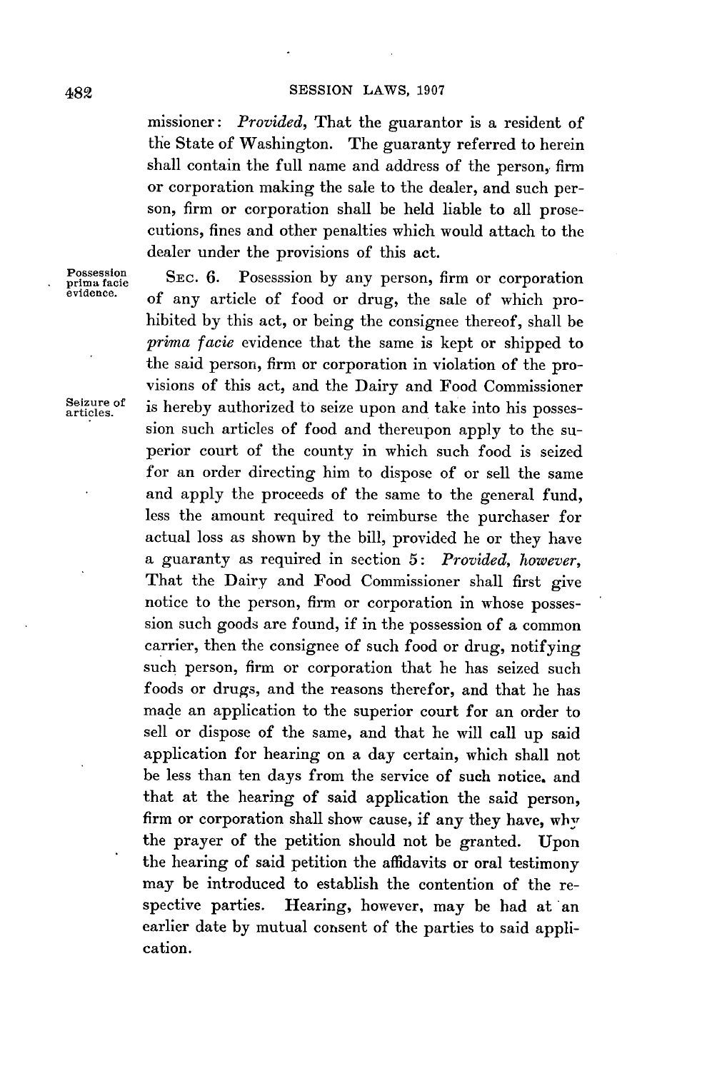missioner: *Provided*, That the guarantor is a resident of the State of Washington. The guaranty referred to herein shall contain the full name and address of the person, firm or corporation making the sale to the dealer, and such person, firm or corporation shall be held liable to all prosecutions, fines and other penalties which would attach to the dealer under the provisions of this act.

Possession prima facie evidence.

SEC. 6. Posesssion by any person, firm or corporation of any article of food or drug, the sale of which prohibited by this act, or being the consignee thereof, shall be *prima facie* evidence that the same is kept or shipped to the said person, firm or corporation in violation of the provisions of this act, and the Dairy and Food Commissioner is hereby authorized to seize upon and take into his possession such articles of food and thereupon apply to the superior court of the county in which such food is seized for an order directing him to dispose of or sell the same and apply the proceeds of the same to the general fund, less the amount required to reimburse the purchaser for actual loss as shown by the bill, provided he or they have a guaranty as required in section 5: *Provided, however*, That the Dairy and Food Commissioner shall first give notice to the person, firm or corporation in whose possession such goods are found, if in the possession of a common carrier, then the consignee of such food or drug, notifying such person, firm or corporation that he has seized such foods or drugs, and the reasons therefor, and that he has made an application to the superior court for an order to sell or dispose of the same, and that he will call up said application for hearing on a day certain, which shall not be less than ten days from the service of such notice. and that at the hearing of said application the said person, firm or corporation shall show cause, if any they have, why the prayer of the petition should not be granted. Upon the hearing of said petition the affidavits or oral testimony may be introduced to establish the contention of the respective parties. Hearing, however, may be had at an earlier date by mutual consent of the parties to said application.

Seizure of articles.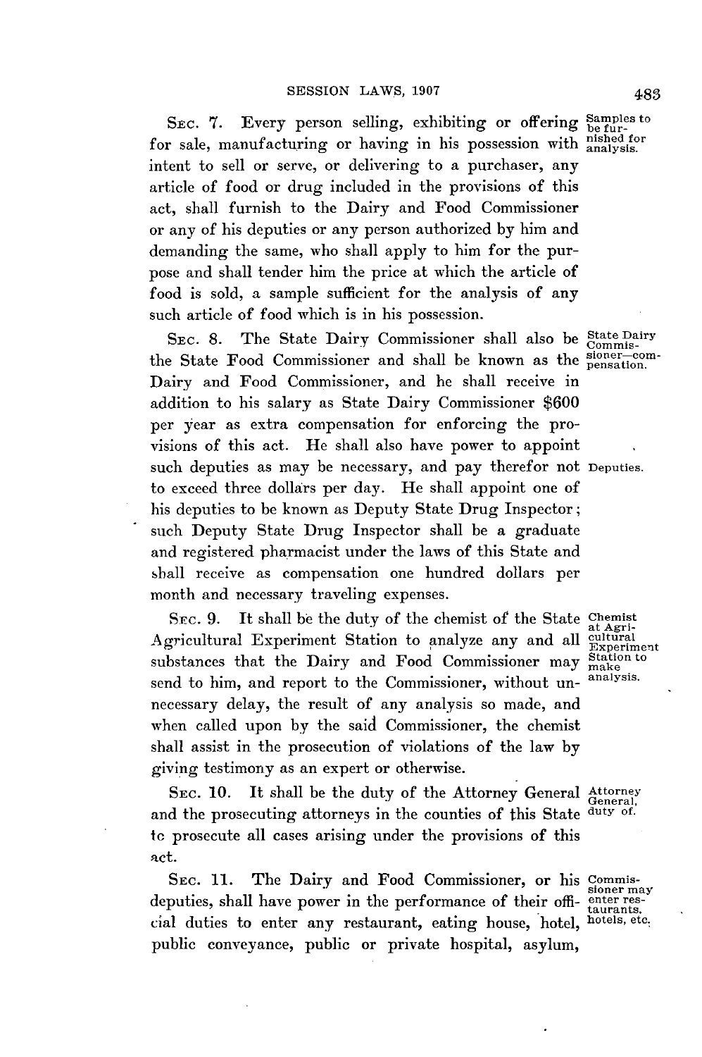SEC. 7. Every person selling, exhibiting or offering for sale, manufacturing or having in his possession with intent to sell or serve, or delivering to a purchaser, any article of food or drug included in the provisions of this act, shall furnish to the Dairy and Food Commissioner or any of his deputies or any person authorized by him and demanding the same, who shall apply to him for the purpose and shall tender him the price at which the article of food is sold, a sample sufficient for the analysis of any such article of food which is in his possession.

*Samples to be furnished for analysis.*

SEC. 8. The State Dairy Commissioner shall also be the State Food Commissioner and shall be known as the Dairy and Food Commissioner, and he shall receive in addition to his salary as State Dairy Commissioner $600 per year as extra compensation for enforcing the provisions of this act. He shall also have power to appoint such deputies as may be necessary, and pay therefor not to exceed three dollars per day. He shall appoint one of his deputies to be known as Deputy State Drug Inspector; such Deputy State Drug Inspector shall be a graduate and registered pharmacist under the laws of this State and shall receive as compensation one hundred dollars per month and necessary traveling expenses.

*State Dairy Commissioner—compensation.*

*Deputies.*

SEC. 9. It shall be the duty of the chemist of the State Agricultural Experiment Station to analyze any and all substances that the Dairy and Food Commissioner may send to him, and report to the Commissioner, without unnecessary delay, the result of any analysis so made, and when called upon by the said Commissioner, the chemist shall assist in the prosecution of violations of the law by giving testimony as an expert or otherwise.

*Chemist at Agricultural Experiment Station to make analysis.*

SEC. 10. It shall be the duty of the Attorney General and the prosecuting attorneys in the counties of this State to prosecute all cases arising under the provisions of this act.

*Attorney General, duty of.*

SEC. 11. The Dairy and Food Commissioner, or his deputies, shall have power in the performance of their official duties to enter any restaurant, eating house, hotel, public conveyance, public or private hospital, asylum,

*Commissioner may enter restaurants, hotels, etc.*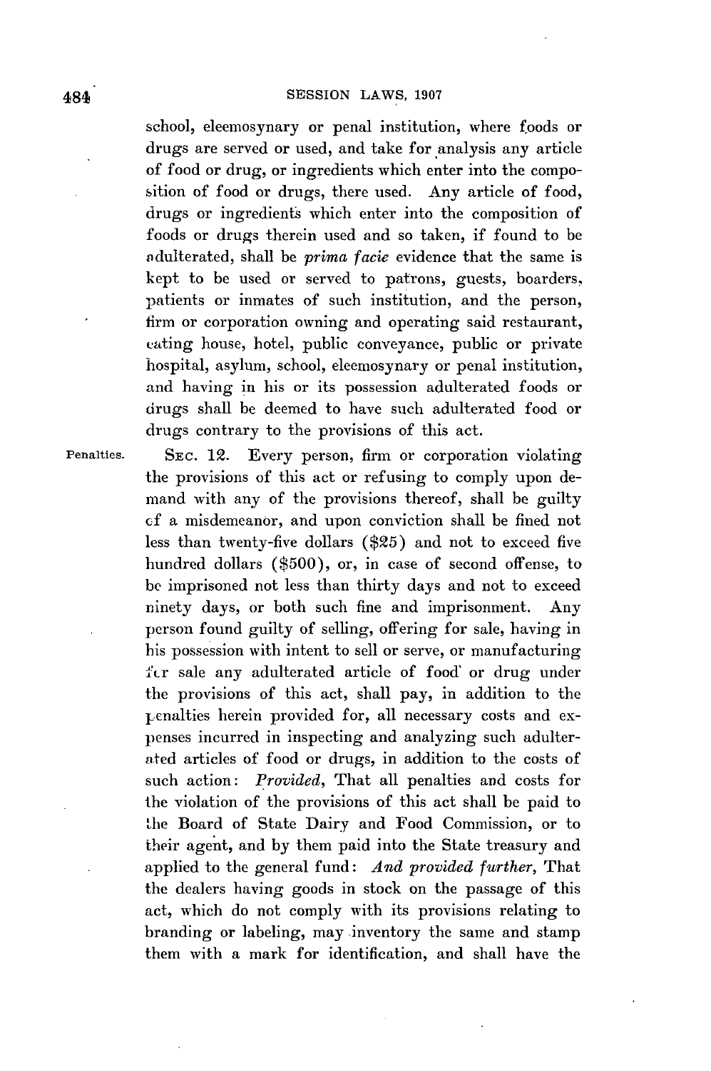school, eleemosynary or penal institution, where foods or drugs are served or used, and take for analysis any article of food or drug, or ingredients which enter into the composition of food or drugs, there used. Any article of food, drugs or ingredients which enter into the composition of foods or drugs therein used and so taken, if found to be adulterated, shall be *prima facie* evidence that the same is kept to be used or served to patrons, guests, boarders, patients or inmates of such institution, and the person, firm or corporation owning and operating said restaurant, eating house, hotel, public conveyance, public or private hospital, asylum, school, eleemosynary or penal institution, and having in his or its possession adulterated foods or drugs shall be deemed to have such adulterated food or drugs contrary to the provisions of this act.

Penalties. SEC. 12. Every person, firm or corporation violating the provisions of this act or refusing to comply upon demand with any of the provisions thereof, shall be guilty of a misdemeanor, and upon conviction shall be fined not less than twenty-five dollars ($25) and not to exceed five hundred dollars ($500), or, in case of second offense, to be imprisoned not less than thirty days and not to exceed ninety days, or both such fine and imprisonment. Any person found guilty of selling, offering for sale, having in his possession with intent to sell or serve, or manufacturing for sale any adulterated article of food or drug under the provisions of this act, shall pay, in addition to the penalties herein provided for, all necessary costs and expenses incurred in inspecting and analyzing such adulterated articles of food or drugs, in addition to the costs of such action: *Provided*, That all penalties and costs for the violation of the provisions of this act shall be paid to the Board of State Dairy and Food Commission, or to their agent, and by them paid into the State treasury and applied to the general fund: *And provided further*, That the dealers having goods in stock on the passage of this act, which do not comply with its provisions relating to branding or labeling, may inventory the same and stamp them with a mark for identification, and shall have the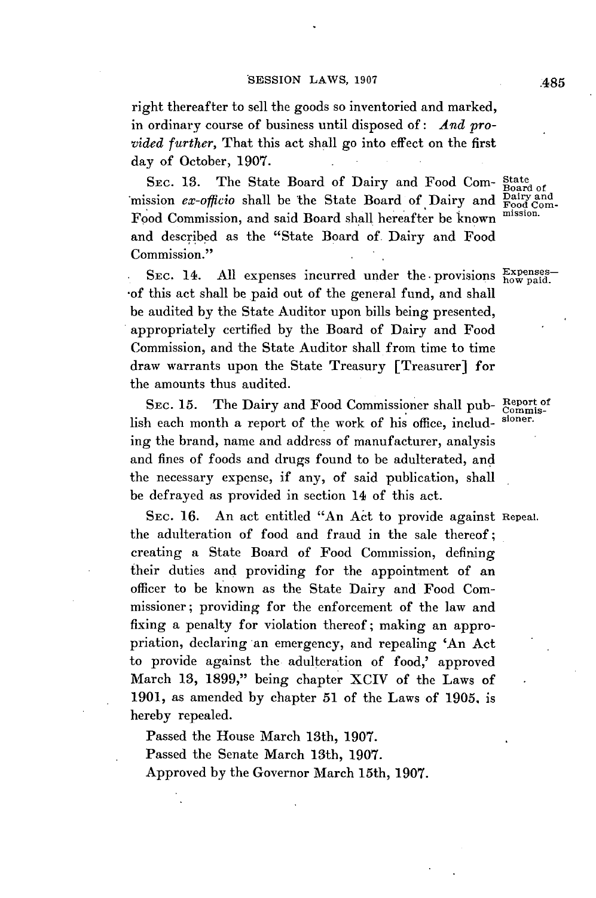right thereafter to sell the goods so inventoried and marked, in ordinary course of business until disposed of: *And provided further,* That this act shall go into effect on the first day of October, 1907.

State Board of Dairy and Food Commission.

SEC. 13. The State Board of Dairy and Food Commission *ex-officio* shall be the State Board of Dairy and Food Commission, and said Board shall hereafter be known and described as the "State Board of Dairy and Food Commission."

Expenses—how paid.

SEC. 14. All expenses incurred under the provisions of this act shall be paid out of the general fund, and shall be audited by the State Auditor upon bills being presented, appropriately certified by the Board of Dairy and Food Commission, and the State Auditor shall from time to time draw warrants upon the State Treasury [Treasurer] for the amounts thus audited.

Report of Commissioner.

SEC. 15. The Dairy and Food Commissioner shall publish each month a report of the work of his office, including the brand, name and address of manufacturer, analysis and fines of foods and drugs found to be adulterated, and the necessary expense, if any, of said publication, shall be defrayed as provided in section 14 of this act.

Repeal.

SEC. 16. An act entitled "An Act to provide against the adulteration of food and fraud in the sale thereof; creating a State Board of Food Commission, defining their duties and providing for the appointment of an officer to be known as the State Dairy and Food Commissioner; providing for the enforcement of the law and fixing a penalty for violation thereof; making an appropriation, declaring an emergency, and repealing 'An Act to provide against the adulteration of food,' approved March 13, 1899," being chapter XCIV of the Laws of 1901, as amended by chapter 51 of the Laws of 1905, is hereby repealed.

Passed the House March 13th, 1907.

Passed the Senate March 13th, 1907.

Approved by the Governor March 15th, 1907.